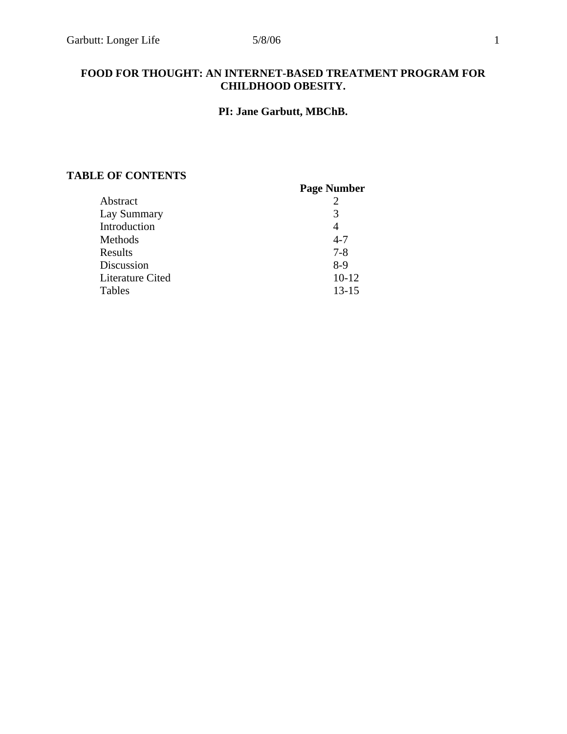# FOOD FOR THOUGHT: AN INTERNET-BASED TREATMENT PROGRAM FOR CHILDHOOD OBESITY.

**PI: Jane Garbutt, MBChB.**

## TABLE OF CONTENTS

| | Page Number |
|---|---|
| Abstract | 2 |
| Lay Summary | 3 |
| Introduction | 4 |
| Methods | 4-7 |
| Results | 7-8 |
| Discussion | 8-9 |
| Literature Cited | 10-12 |
| Tables | 13-15 |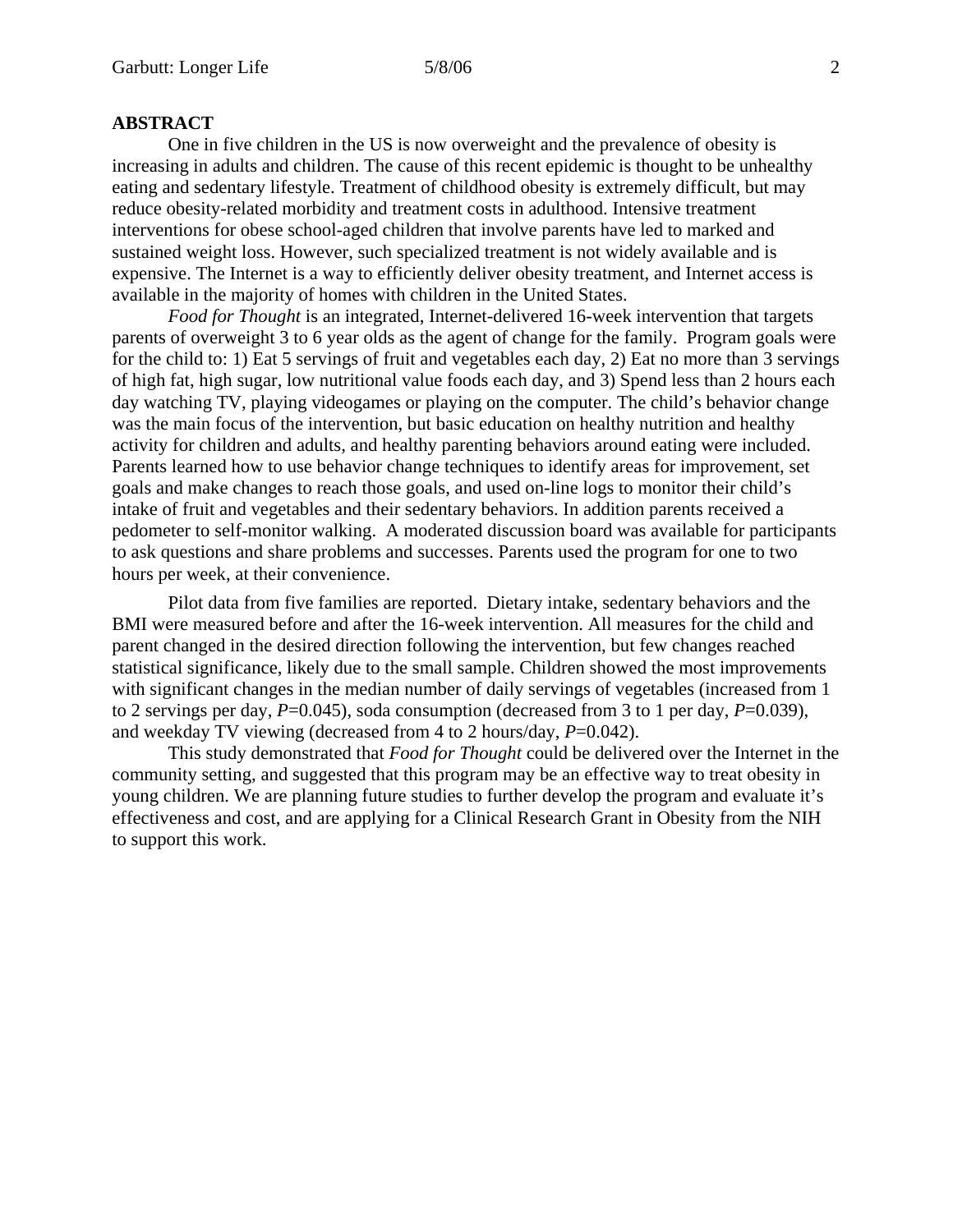## ABSTRACT

One in five children in the US is now overweight and the prevalence of obesity is increasing in adults and children. The cause of this recent epidemic is thought to be unhealthy eating and sedentary lifestyle. Treatment of childhood obesity is extremely difficult, but may reduce obesity-related morbidity and treatment costs in adulthood. Intensive treatment interventions for obese school-aged children that involve parents have led to marked and sustained weight loss. However, such specialized treatment is not widely available and is expensive. The Internet is a way to efficiently deliver obesity treatment, and Internet access is available in the majority of homes with children in the United States.

*Food for Thought* is an integrated, Internet-delivered 16-week intervention that targets parents of overweight 3 to 6 year olds as the agent of change for the family. Program goals were for the child to: 1) Eat 5 servings of fruit and vegetables each day, 2) Eat no more than 3 servings of high fat, high sugar, low nutritional value foods each day, and 3) Spend less than 2 hours each day watching TV, playing videogames or playing on the computer. The child's behavior change was the main focus of the intervention, but basic education on healthy nutrition and healthy activity for children and adults, and healthy parenting behaviors around eating were included. Parents learned how to use behavior change techniques to identify areas for improvement, set goals and make changes to reach those goals, and used on-line logs to monitor their child's intake of fruit and vegetables and their sedentary behaviors. In addition parents received a pedometer to self-monitor walking. A moderated discussion board was available for participants to ask questions and share problems and successes. Parents used the program for one to two hours per week, at their convenience.

Pilot data from five families are reported. Dietary intake, sedentary behaviors and the BMI were measured before and after the 16-week intervention. All measures for the child and parent changed in the desired direction following the intervention, but few changes reached statistical significance, likely due to the small sample. Children showed the most improvements with significant changes in the median number of daily servings of vegetables (increased from 1 to 2 servings per day, $P$=0.045), soda consumption (decreased from 3 to 1 per day, $P$=0.039), and weekday TV viewing (decreased from 4 to 2 hours/day, $P$=0.042).

This study demonstrated that *Food for Thought* could be delivered over the Internet in the community setting, and suggested that this program may be an effective way to treat obesity in young children. We are planning future studies to further develop the program and evaluate it's effectiveness and cost, and are applying for a Clinical Research Grant in Obesity from the NIH to support this work.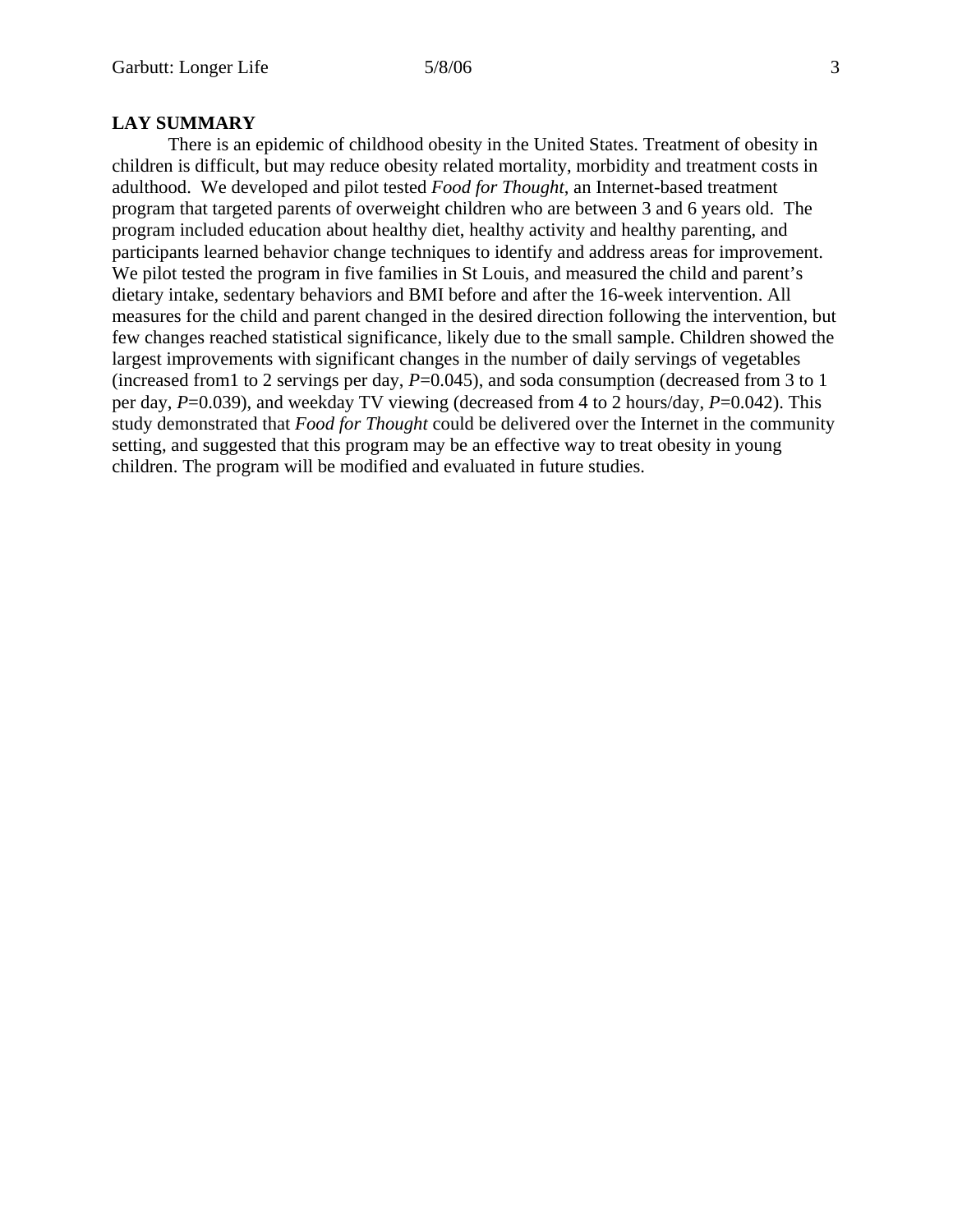## LAY SUMMARY

There is an epidemic of childhood obesity in the United States. Treatment of obesity in children is difficult, but may reduce obesity related mortality, morbidity and treatment costs in adulthood. We developed and pilot tested *Food for Thought*, an Internet-based treatment program that targeted parents of overweight children who are between 3 and 6 years old. The program included education about healthy diet, healthy activity and healthy parenting, and participants learned behavior change techniques to identify and address areas for improvement. We pilot tested the program in five families in St Louis, and measured the child and parent's dietary intake, sedentary behaviors and BMI before and after the 16-week intervention. All measures for the child and parent changed in the desired direction following the intervention, but few changes reached statistical significance, likely due to the small sample. Children showed the largest improvements with significant changes in the number of daily servings of vegetables (increased from1 to 2 servings per day, $P$=0.045), and soda consumption (decreased from 3 to 1 per day, $P$=0.039), and weekday TV viewing (decreased from 4 to 2 hours/day, $P$=0.042). This study demonstrated that *Food for Thought* could be delivered over the Internet in the community setting, and suggested that this program may be an effective way to treat obesity in young children. The program will be modified and evaluated in future studies.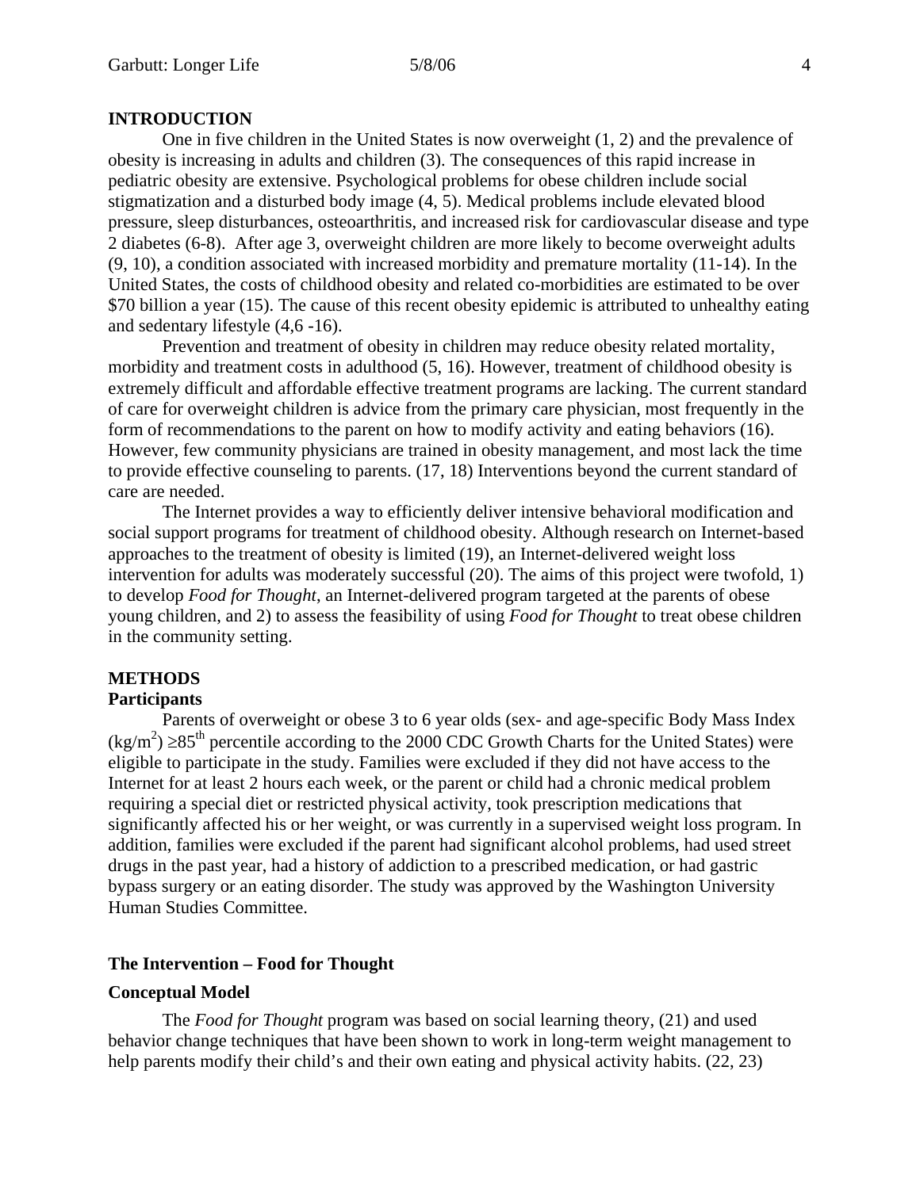## INTRODUCTION

One in five children in the United States is now overweight (1, 2) and the prevalence of obesity is increasing in adults and children (3). The consequences of this rapid increase in pediatric obesity are extensive. Psychological problems for obese children include social stigmatization and a disturbed body image (4, 5). Medical problems include elevated blood pressure, sleep disturbances, osteoarthritis, and increased risk for cardiovascular disease and type 2 diabetes (6-8). After age 3, overweight children are more likely to become overweight adults (9, 10), a condition associated with increased morbidity and premature mortality (11-14). In the United States, the costs of childhood obesity and related co-morbidities are estimated to be over $70 billion a year (15). The cause of this recent obesity epidemic is attributed to unhealthy eating and sedentary lifestyle (4,6 -16).

Prevention and treatment of obesity in children may reduce obesity related mortality, morbidity and treatment costs in adulthood (5, 16). However, treatment of childhood obesity is extremely difficult and affordable effective treatment programs are lacking. The current standard of care for overweight children is advice from the primary care physician, most frequently in the form of recommendations to the parent on how to modify activity and eating behaviors (16). However, few community physicians are trained in obesity management, and most lack the time to provide effective counseling to parents. (17, 18) Interventions beyond the current standard of care are needed.

The Internet provides a way to efficiently deliver intensive behavioral modification and social support programs for treatment of childhood obesity. Although research on Internet-based approaches to the treatment of obesity is limited (19), an Internet-delivered weight loss intervention for adults was moderately successful (20). The aims of this project were twofold, 1) to develop *Food for Thought*, an Internet-delivered program targeted at the parents of obese young children, and 2) to assess the feasibility of using *Food for Thought* to treat obese children in the community setting.

## METHODS

### Participants

Parents of overweight or obese 3 to 6 year olds (sex- and age-specific Body Mass Index ($kg/m^2$) $\geq 85^{th}$ percentile according to the 2000 CDC Growth Charts for the United States) were eligible to participate in the study. Families were excluded if they did not have access to the Internet for at least 2 hours each week, or the parent or child had a chronic medical problem requiring a special diet or restricted physical activity, took prescription medications that significantly affected his or her weight, or was currently in a supervised weight loss program. In addition, families were excluded if the parent had significant alcohol problems, had used street drugs in the past year, had a history of addiction to a prescribed medication, or had gastric bypass surgery or an eating disorder. The study was approved by the Washington University Human Studies Committee.

### The Intervention – Food for Thought

### Conceptual Model

The *Food for Thought* program was based on social learning theory, (21) and used behavior change techniques that have been shown to work in long-term weight management to help parents modify their child's and their own eating and physical activity habits. (22, 23)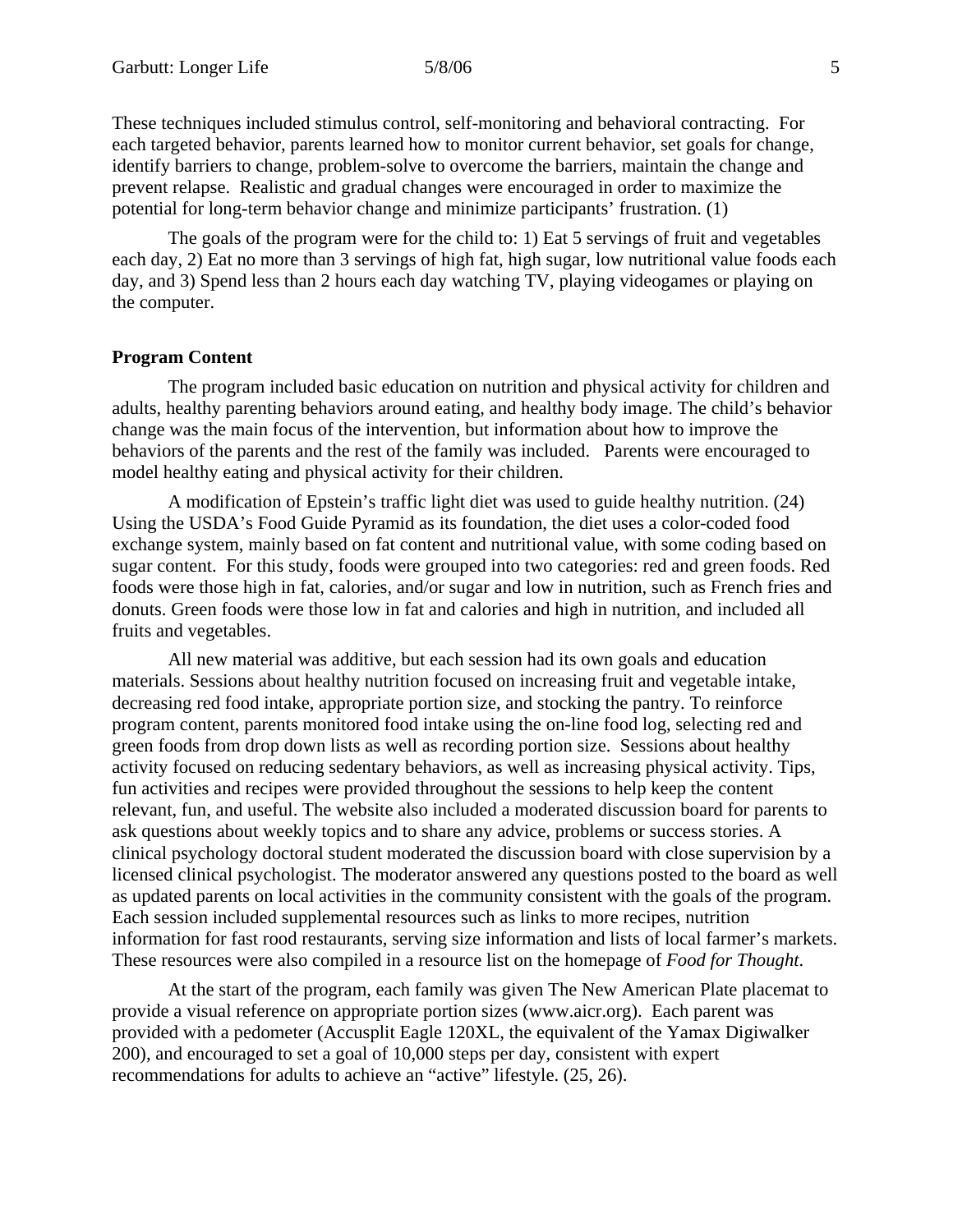These techniques included stimulus control, self-monitoring and behavioral contracting. For each targeted behavior, parents learned how to monitor current behavior, set goals for change, identify barriers to change, problem-solve to overcome the barriers, maintain the change and prevent relapse. Realistic and gradual changes were encouraged in order to maximize the potential for long-term behavior change and minimize participants' frustration. (1)

The goals of the program were for the child to: 1) Eat 5 servings of fruit and vegetables each day, 2) Eat no more than 3 servings of high fat, high sugar, low nutritional value foods each day, and 3) Spend less than 2 hours each day watching TV, playing videogames or playing on the computer.

**Program Content**

The program included basic education on nutrition and physical activity for children and adults, healthy parenting behaviors around eating, and healthy body image. The child's behavior change was the main focus of the intervention, but information about how to improve the behaviors of the parents and the rest of the family was included. Parents were encouraged to model healthy eating and physical activity for their children.

A modification of Epstein's traffic light diet was used to guide healthy nutrition. (24) Using the USDA's Food Guide Pyramid as its foundation, the diet uses a color-coded food exchange system, mainly based on fat content and nutritional value, with some coding based on sugar content. For this study, foods were grouped into two categories: red and green foods. Red foods were those high in fat, calories, and/or sugar and low in nutrition, such as French fries and donuts. Green foods were those low in fat and calories and high in nutrition, and included all fruits and vegetables.

All new material was additive, but each session had its own goals and education materials. Sessions about healthy nutrition focused on increasing fruit and vegetable intake, decreasing red food intake, appropriate portion size, and stocking the pantry. To reinforce program content, parents monitored food intake using the on-line food log, selecting red and green foods from drop down lists as well as recording portion size. Sessions about healthy activity focused on reducing sedentary behaviors, as well as increasing physical activity. Tips, fun activities and recipes were provided throughout the sessions to help keep the content relevant, fun, and useful. The website also included a moderated discussion board for parents to ask questions about weekly topics and to share any advice, problems or success stories. A clinical psychology doctoral student moderated the discussion board with close supervision by a licensed clinical psychologist. The moderator answered any questions posted to the board as well as updated parents on local activities in the community consistent with the goals of the program. Each session included supplemental resources such as links to more recipes, nutrition information for fast rood restaurants, serving size information and lists of local farmer's markets. These resources were also compiled in a resource list on the homepage of *Food for Thought*.

At the start of the program, each family was given The New American Plate placemat to provide a visual reference on appropriate portion sizes (www.aicr.org). Each parent was provided with a pedometer (Accusplit Eagle 120XL, the equivalent of the Yamax Digiwalker 200), and encouraged to set a goal of 10,000 steps per day, consistent with expert recommendations for adults to achieve an "active" lifestyle. (25, 26).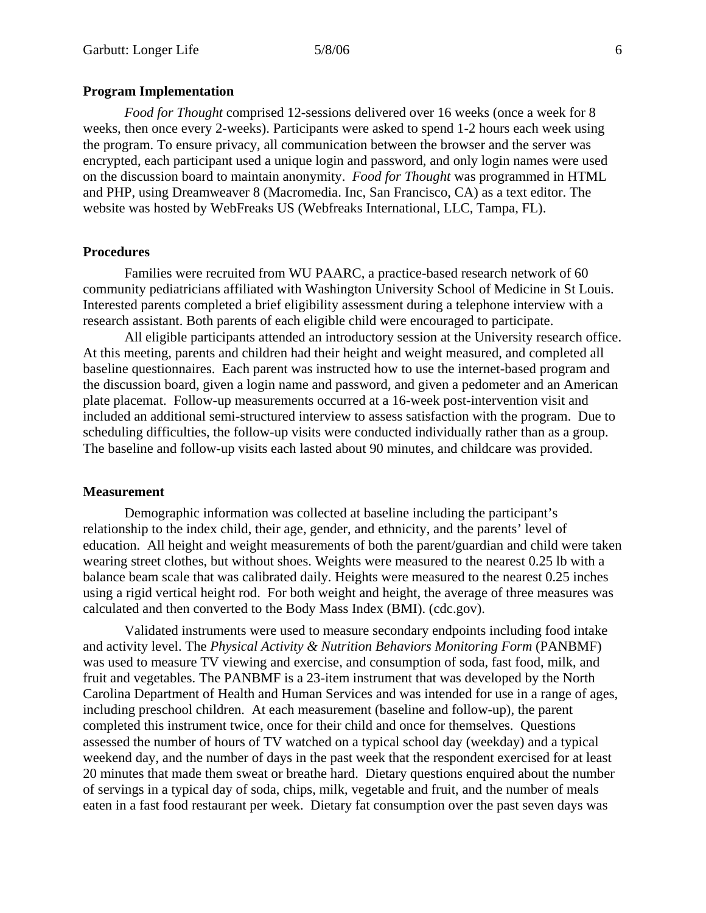**Program Implementation**

*Food for Thought* comprised 12-sessions delivered over 16 weeks (once a week for 8 weeks, then once every 2-weeks). Participants were asked to spend 1-2 hours each week using the program. To ensure privacy, all communication between the browser and the server was encrypted, each participant used a unique login and password, and only login names were used on the discussion board to maintain anonymity. *Food for Thought* was programmed in HTML and PHP, using Dreamweaver 8 (Macromedia. Inc, San Francisco, CA) as a text editor. The website was hosted by WebFreaks US (Webfreaks International, LLC, Tampa, FL).

**Procedures**

Families were recruited from WU PAARC, a practice-based research network of 60 community pediatricians affiliated with Washington University School of Medicine in St Louis. Interested parents completed a brief eligibility assessment during a telephone interview with a research assistant. Both parents of each eligible child were encouraged to participate.

All eligible participants attended an introductory session at the University research office. At this meeting, parents and children had their height and weight measured, and completed all baseline questionnaires. Each parent was instructed how to use the internet-based program and the discussion board, given a login name and password, and given a pedometer and an American plate placemat. Follow-up measurements occurred at a 16-week post-intervention visit and included an additional semi-structured interview to assess satisfaction with the program. Due to scheduling difficulties, the follow-up visits were conducted individually rather than as a group. The baseline and follow-up visits each lasted about 90 minutes, and childcare was provided.

**Measurement**

Demographic information was collected at baseline including the participant's relationship to the index child, their age, gender, and ethnicity, and the parents' level of education. All height and weight measurements of both the parent/guardian and child were taken wearing street clothes, but without shoes. Weights were measured to the nearest 0.25 lb with a balance beam scale that was calibrated daily. Heights were measured to the nearest 0.25 inches using a rigid vertical height rod. For both weight and height, the average of three measures was calculated and then converted to the Body Mass Index (BMI). (cdc.gov).

Validated instruments were used to measure secondary endpoints including food intake and activity level. The *Physical Activity & Nutrition Behaviors Monitoring Form* (PANBMF) was used to measure TV viewing and exercise, and consumption of soda, fast food, milk, and fruit and vegetables. The PANBMF is a 23-item instrument that was developed by the North Carolina Department of Health and Human Services and was intended for use in a range of ages, including preschool children. At each measurement (baseline and follow-up), the parent completed this instrument twice, once for their child and once for themselves. Questions assessed the number of hours of TV watched on a typical school day (weekday) and a typical weekend day, and the number of days in the past week that the respondent exercised for at least 20 minutes that made them sweat or breathe hard. Dietary questions enquired about the number of servings in a typical day of soda, chips, milk, vegetable and fruit, and the number of meals eaten in a fast food restaurant per week. Dietary fat consumption over the past seven days was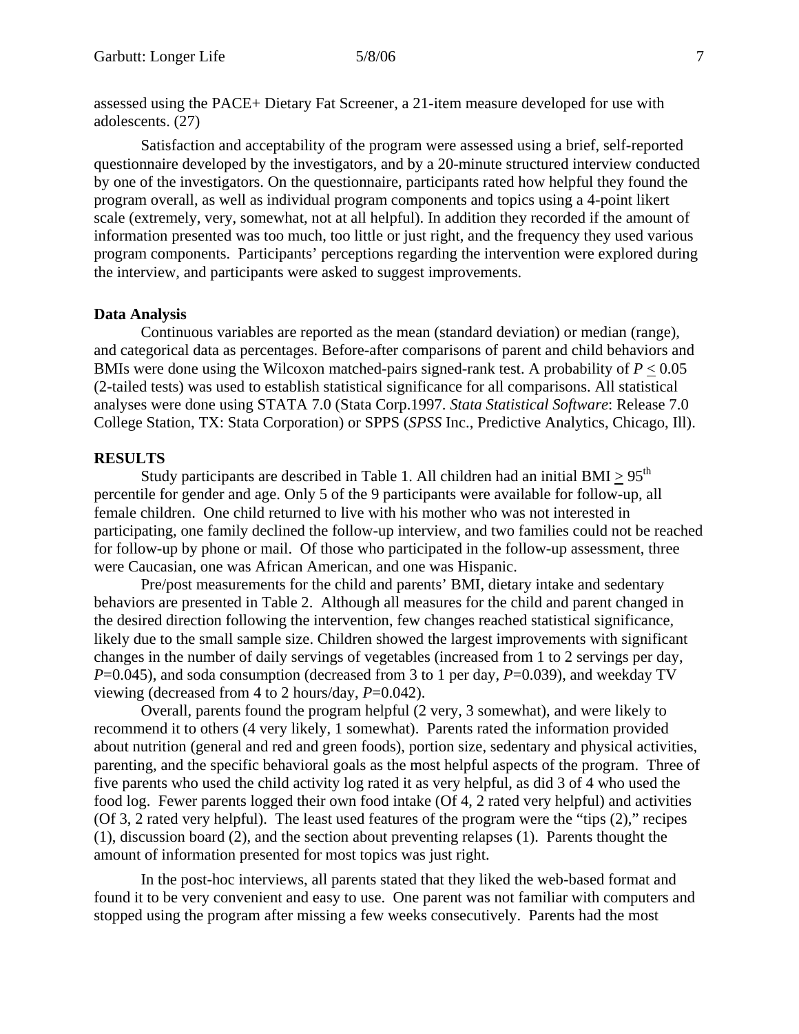assessed using the PACE+ Dietary Fat Screener, a 21-item measure developed for use with adolescents. (27)

Satisfaction and acceptability of the program were assessed using a brief, self-reported questionnaire developed by the investigators, and by a 20-minute structured interview conducted by one of the investigators. On the questionnaire, participants rated how helpful they found the program overall, as well as individual program components and topics using a 4-point likert scale (extremely, very, somewhat, not at all helpful). In addition they recorded if the amount of information presented was too much, too little or just right, and the frequency they used various program components. Participants' perceptions regarding the intervention were explored during the interview, and participants were asked to suggest improvements.

**Data Analysis**

Continuous variables are reported as the mean (standard deviation) or median (range), and categorical data as percentages. Before-after comparisons of parent and child behaviors and BMIs were done using the Wilcoxon matched-pairs signed-rank test. A probability of $P \leq 0.05$ (2-tailed tests) was used to establish statistical significance for all comparisons. All statistical analyses were done using STATA 7.0 (Stata Corp.1997. *Stata Statistical Software*: Release 7.0 College Station, TX: Stata Corporation) or SPPS (*SPSS* Inc., Predictive Analytics, Chicago, Ill).

## RESULTS

Study participants are described in Table 1. All children had an initial BMI $\geq 95^{th}$ percentile for gender and age. Only 5 of the 9 participants were available for follow-up, all female children. One child returned to live with his mother who was not interested in participating, one family declined the follow-up interview, and two families could not be reached for follow-up by phone or mail. Of those who participated in the follow-up assessment, three were Caucasian, one was African American, and one was Hispanic.

Pre/post measurements for the child and parents' BMI, dietary intake and sedentary behaviors are presented in Table 2. Although all measures for the child and parent changed in the desired direction following the intervention, few changes reached statistical significance, likely due to the small sample size. Children showed the largest improvements with significant changes in the number of daily servings of vegetables (increased from 1 to 2 servings per day, $P$=0.045), and soda consumption (decreased from 3 to 1 per day, $P$=0.039), and weekday TV viewing (decreased from 4 to 2 hours/day, $P$=0.042).

Overall, parents found the program helpful (2 very, 3 somewhat), and were likely to recommend it to others (4 very likely, 1 somewhat). Parents rated the information provided about nutrition (general and red and green foods), portion size, sedentary and physical activities, parenting, and the specific behavioral goals as the most helpful aspects of the program. Three of five parents who used the child activity log rated it as very helpful, as did 3 of 4 who used the food log. Fewer parents logged their own food intake (Of 4, 2 rated very helpful) and activities (Of 3, 2 rated very helpful). The least used features of the program were the "tips (2)," recipes (1), discussion board (2), and the section about preventing relapses (1). Parents thought the amount of information presented for most topics was just right.

In the post-hoc interviews, all parents stated that they liked the web-based format and found it to be very convenient and easy to use. One parent was not familiar with computers and stopped using the program after missing a few weeks consecutively. Parents had the most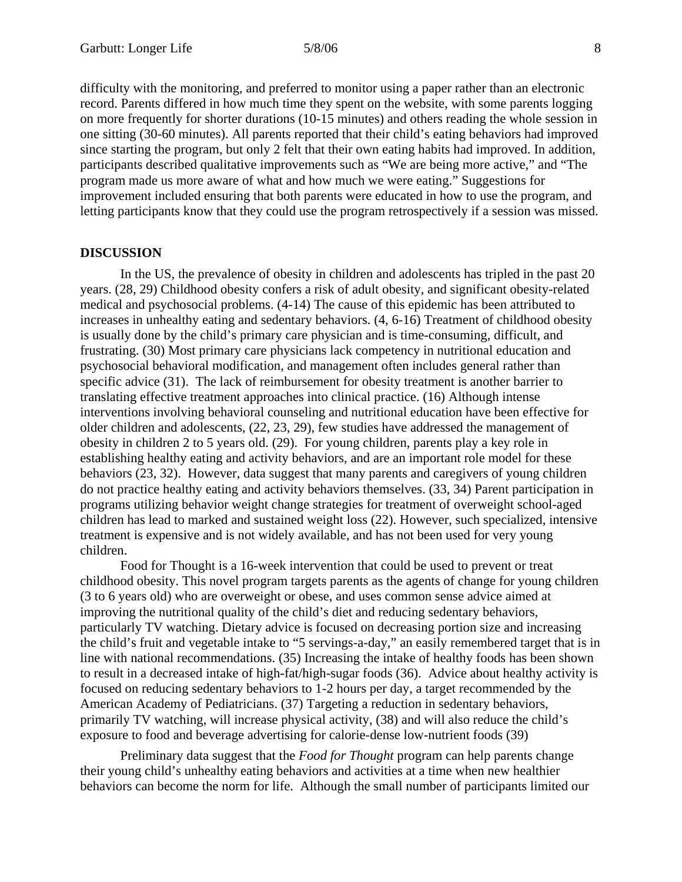difficulty with the monitoring, and preferred to monitor using a paper rather than an electronic record. Parents differed in how much time they spent on the website, with some parents logging on more frequently for shorter durations (10-15 minutes) and others reading the whole session in one sitting (30-60 minutes). All parents reported that their child's eating behaviors had improved since starting the program, but only 2 felt that their own eating habits had improved. In addition, participants described qualitative improvements such as "We are being more active," and "The program made us more aware of what and how much we were eating." Suggestions for improvement included ensuring that both parents were educated in how to use the program, and letting participants know that they could use the program retrospectively if a session was missed.

## DISCUSSION

In the US, the prevalence of obesity in children and adolescents has tripled in the past 20 years. (28, 29) Childhood obesity confers a risk of adult obesity, and significant obesity-related medical and psychosocial problems. (4-14) The cause of this epidemic has been attributed to increases in unhealthy eating and sedentary behaviors. (4, 6-16) Treatment of childhood obesity is usually done by the child's primary care physician and is time-consuming, difficult, and frustrating. (30) Most primary care physicians lack competency in nutritional education and psychosocial behavioral modification, and management often includes general rather than specific advice (31). The lack of reimbursement for obesity treatment is another barrier to translating effective treatment approaches into clinical practice. (16) Although intense interventions involving behavioral counseling and nutritional education have been effective for older children and adolescents, (22, 23, 29), few studies have addressed the management of obesity in children 2 to 5 years old. (29). For young children, parents play a key role in establishing healthy eating and activity behaviors, and are an important role model for these behaviors (23, 32). However, data suggest that many parents and caregivers of young children do not practice healthy eating and activity behaviors themselves. (33, 34) Parent participation in programs utilizing behavior weight change strategies for treatment of overweight school-aged children has lead to marked and sustained weight loss (22). However, such specialized, intensive treatment is expensive and is not widely available, and has not been used for very young children.

Food for Thought is a 16-week intervention that could be used to prevent or treat childhood obesity. This novel program targets parents as the agents of change for young children (3 to 6 years old) who are overweight or obese, and uses common sense advice aimed at improving the nutritional quality of the child's diet and reducing sedentary behaviors, particularly TV watching. Dietary advice is focused on decreasing portion size and increasing the child's fruit and vegetable intake to "5 servings-a-day," an easily remembered target that is in line with national recommendations. (35) Increasing the intake of healthy foods has been shown to result in a decreased intake of high-fat/high-sugar foods (36). Advice about healthy activity is focused on reducing sedentary behaviors to 1-2 hours per day, a target recommended by the American Academy of Pediatricians. (37) Targeting a reduction in sedentary behaviors, primarily TV watching, will increase physical activity, (38) and will also reduce the child's exposure to food and beverage advertising for calorie-dense low-nutrient foods (39)

Preliminary data suggest that the *Food for Thought* program can help parents change their young child's unhealthy eating behaviors and activities at a time when new healthier behaviors can become the norm for life. Although the small number of participants limited our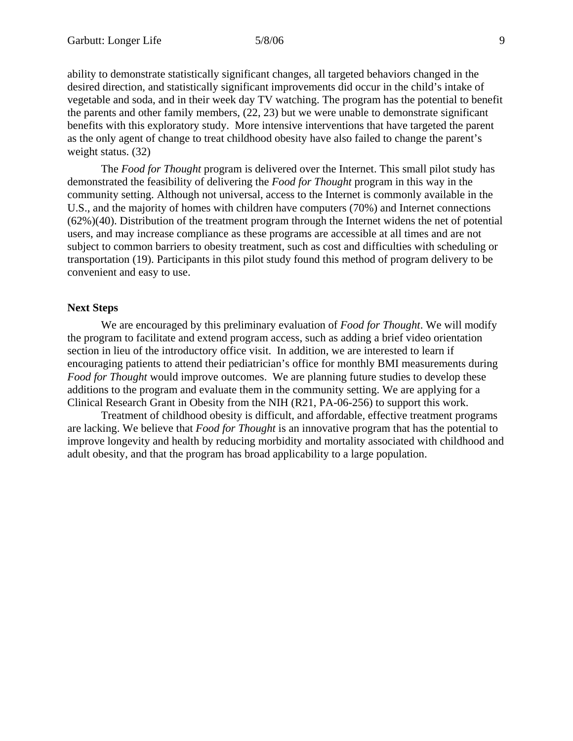ability to demonstrate statistically significant changes, all targeted behaviors changed in the desired direction, and statistically significant improvements did occur in the child's intake of vegetable and soda, and in their week day TV watching. The program has the potential to benefit the parents and other family members, (22, 23) but we were unable to demonstrate significant benefits with this exploratory study. More intensive interventions that have targeted the parent as the only agent of change to treat childhood obesity have also failed to change the parent's weight status. (32)

The *Food for Thought* program is delivered over the Internet. This small pilot study has demonstrated the feasibility of delivering the *Food for Thought* program in this way in the community setting. Although not universal, access to the Internet is commonly available in the U.S., and the majority of homes with children have computers (70%) and Internet connections (62%)(40). Distribution of the treatment program through the Internet widens the net of potential users, and may increase compliance as these programs are accessible at all times and are not subject to common barriers to obesity treatment, such as cost and difficulties with scheduling or transportation (19). Participants in this pilot study found this method of program delivery to be convenient and easy to use.

**Next Steps**

We are encouraged by this preliminary evaluation of *Food for Thought*. We will modify the program to facilitate and extend program access, such as adding a brief video orientation section in lieu of the introductory office visit. In addition, we are interested to learn if encouraging patients to attend their pediatrician's office for monthly BMI measurements during *Food for Thought* would improve outcomes. We are planning future studies to develop these additions to the program and evaluate them in the community setting. We are applying for a Clinical Research Grant in Obesity from the NIH (R21, PA-06-256) to support this work.

Treatment of childhood obesity is difficult, and affordable, effective treatment programs are lacking. We believe that *Food for Thought* is an innovative program that has the potential to improve longevity and health by reducing morbidity and mortality associated with childhood and adult obesity, and that the program has broad applicability to a large population.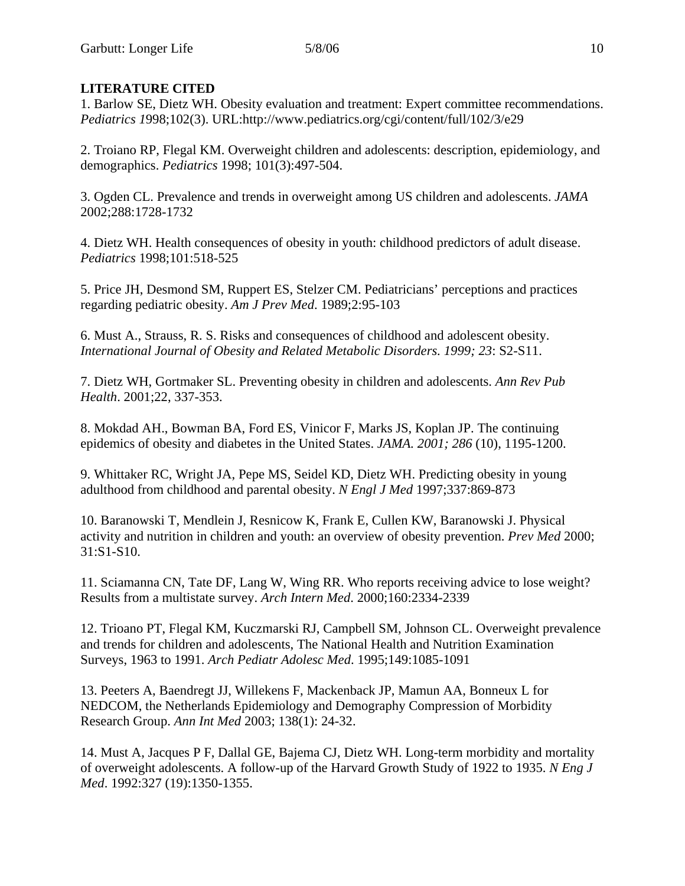**LITERATURE CITED**

1. Barlow SE, Dietz WH. Obesity evaluation and treatment: Expert committee recommendations. *Pediatrics 1*998;102(3). URL:http://www.pediatrics.org/cgi/content/full/102/3/e29

2. Troiano RP, Flegal KM. Overweight children and adolescents: description, epidemiology, and demographics. *Pediatrics* 1998; 101(3):497-504.

3. Ogden CL. Prevalence and trends in overweight among US children and adolescents. *JAMA* 2002;288:1728-1732

4. Dietz WH. Health consequences of obesity in youth: childhood predictors of adult disease. *Pediatrics* 1998;101:518-525

5. Price JH, Desmond SM, Ruppert ES, Stelzer CM. Pediatricians' perceptions and practices regarding pediatric obesity. *Am J Prev Med.* 1989;2:95-103

6. Must A., Strauss, R. S. Risks and consequences of childhood and adolescent obesity. *International Journal of Obesity and Related Metabolic Disorders. 1999; 23*: S2-S11.

7. Dietz WH, Gortmaker SL. Preventing obesity in children and adolescents. *Ann Rev Pub Health*. 2001;22, 337-353.

8. Mokdad AH., Bowman BA, Ford ES, Vinicor F, Marks JS, Koplan JP. The continuing epidemics of obesity and diabetes in the United States. *JAMA. 2001; 286* (10), 1195-1200.

9. Whittaker RC, Wright JA, Pepe MS, Seidel KD, Dietz WH. Predicting obesity in young adulthood from childhood and parental obesity. *N Engl J Med* 1997;337:869-873

10. Baranowski T, Mendlein J, Resnicow K, Frank E, Cullen KW, Baranowski J. Physical activity and nutrition in children and youth: an overview of obesity prevention. *Prev Med* 2000; 31:S1-S10.

11. Sciamanna CN, Tate DF, Lang W, Wing RR. Who reports receiving advice to lose weight? Results from a multistate survey. *Arch Intern Med*. 2000;160:2334-2339

12. Trioano PT, Flegal KM, Kuczmarski RJ, Campbell SM, Johnson CL. Overweight prevalence and trends for children and adolescents, The National Health and Nutrition Examination Surveys, 1963 to 1991. *Arch Pediatr Adolesc Med*. 1995;149:1085-1091

13. Peeters A, Baendregt JJ, Willekens F, Mackenback JP, Mamun AA, Bonneux L for NEDCOM, the Netherlands Epidemiology and Demography Compression of Morbidity Research Group. *Ann Int Med* 2003; 138(1): 24-32.

14. Must A, Jacques P F, Dallal GE, Bajema CJ, Dietz WH. Long-term morbidity and mortality of overweight adolescents. A follow-up of the Harvard Growth Study of 1922 to 1935. *N Eng J Med*. 1992:327 (19):1350-1355.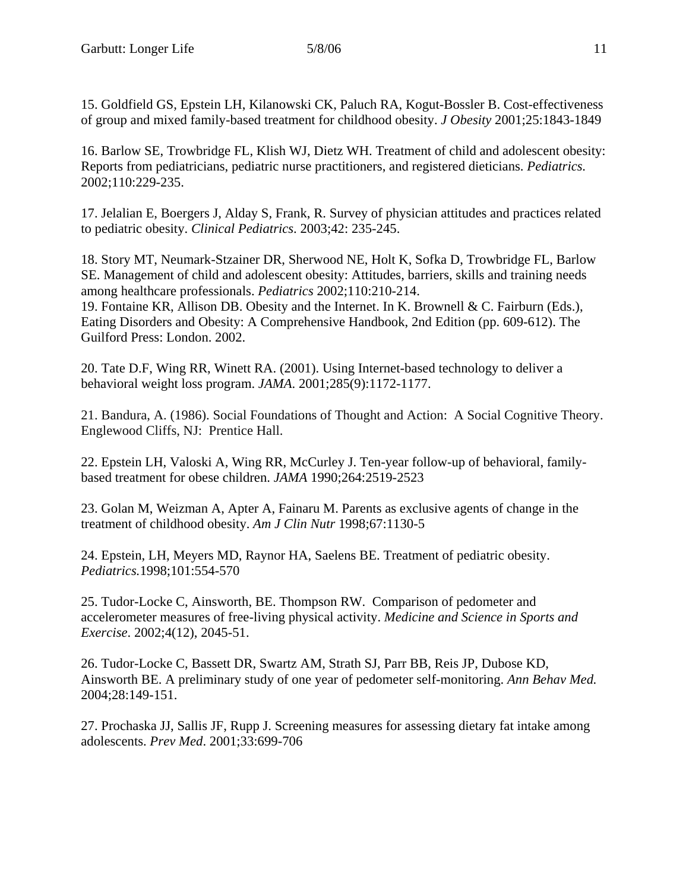15. Goldfield GS, Epstein LH, Kilanowski CK, Paluch RA, Kogut-Bossler B. Cost-effectiveness of group and mixed family-based treatment for childhood obesity. *J Obesity* 2001;25:1843-1849

16. Barlow SE, Trowbridge FL, Klish WJ, Dietz WH. Treatment of child and adolescent obesity: Reports from pediatricians, pediatric nurse practitioners, and registered dieticians. *Pediatrics.* 2002;110:229-235.

17. Jelalian E, Boergers J, Alday S, Frank, R. Survey of physician attitudes and practices related to pediatric obesity. *Clinical Pediatrics*. 2003;42: 235-245.

18. Story MT, Neumark-Stzainer DR, Sherwood NE, Holt K, Sofka D, Trowbridge FL, Barlow SE. Management of child and adolescent obesity: Attitudes, barriers, skills and training needs among healthcare professionals. *Pediatrics* 2002;110:210-214.

19. Fontaine KR, Allison DB. Obesity and the Internet. In K. Brownell & C. Fairburn (Eds.), Eating Disorders and Obesity: A Comprehensive Handbook, 2nd Edition (pp. 609-612). The Guilford Press: London. 2002.

20. Tate D.F, Wing RR, Winett RA. (2001). Using Internet-based technology to deliver a behavioral weight loss program. *JAMA*. 2001;285(9):1172-1177.

21. Bandura, A. (1986). Social Foundations of Thought and Action: A Social Cognitive Theory. Englewood Cliffs, NJ: Prentice Hall.

22. Epstein LH, Valoski A, Wing RR, McCurley J. Ten-year follow-up of behavioral, family-based treatment for obese children. *JAMA* 1990;264:2519-2523

23. Golan M, Weizman A, Apter A, Fainaru M. Parents as exclusive agents of change in the treatment of childhood obesity. *Am J Clin Nutr* 1998;67:1130-5

24. Epstein, LH, Meyers MD, Raynor HA, Saelens BE. Treatment of pediatric obesity. *Pediatrics.*1998;101:554-570

25. Tudor-Locke C, Ainsworth, BE. Thompson RW. Comparison of pedometer and accelerometer measures of free-living physical activity. *Medicine and Science in Sports and Exercise*. 2002;4(12), 2045-51.

26. Tudor-Locke C, Bassett DR, Swartz AM, Strath SJ, Parr BB, Reis JP, Dubose KD, Ainsworth BE. A preliminary study of one year of pedometer self-monitoring. *Ann Behav Med.* 2004;28:149-151.

27. Prochaska JJ, Sallis JF, Rupp J. Screening measures for assessing dietary fat intake among adolescents. *Prev Med*. 2001;33:699-706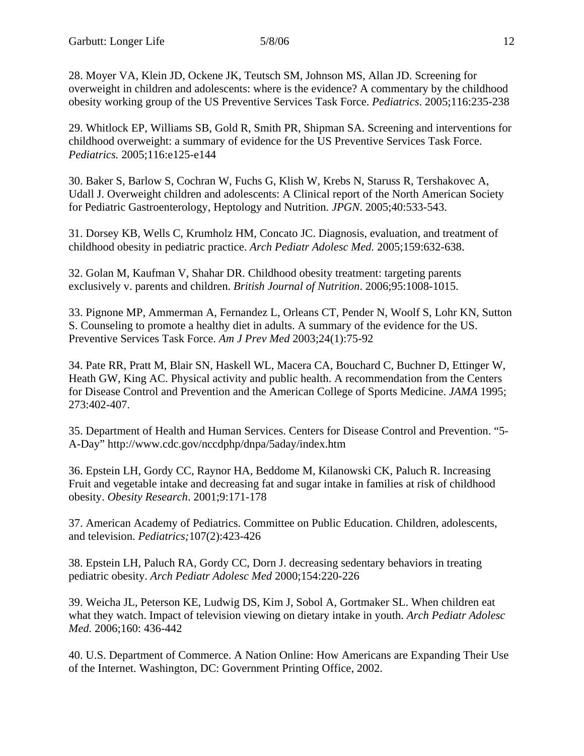28. Moyer VA, Klein JD, Ockene JK, Teutsch SM, Johnson MS, Allan JD. Screening for overweight in children and adolescents: where is the evidence? A commentary by the childhood obesity working group of the US Preventive Services Task Force. *Pediatrics*. 2005;116:235-238

29. Whitlock EP, Williams SB, Gold R, Smith PR, Shipman SA. Screening and interventions for childhood overweight: a summary of evidence for the US Preventive Services Task Force. *Pediatrics.* 2005;116:e125-e144

30. Baker S, Barlow S, Cochran W, Fuchs G, Klish W, Krebs N, Staruss R, Tershakovec A, Udall J. Overweight children and adolescents: A Clinical report of the North American Society for Pediatric Gastroenterology, Heptology and Nutrition. *JPGN.* 2005;40:533-543.

31. Dorsey KB, Wells C, Krumholz HM, Concato JC. Diagnosis, evaluation, and treatment of childhood obesity in pediatric practice. *Arch Pediatr Adolesc Med.* 2005;159:632-638.

32. Golan M, Kaufman V, Shahar DR. Childhood obesity treatment: targeting parents exclusively v. parents and children. *British Journal of Nutrition*. 2006;95:1008-1015.

33. Pignone MP, Ammerman A, Fernandez L, Orleans CT, Pender N, Woolf S, Lohr KN, Sutton S. Counseling to promote a healthy diet in adults. A summary of the evidence for the US. Preventive Services Task Force. *Am J Prev Med* 2003;24(1):75-92

34. Pate RR, Pratt M, Blair SN, Haskell WL, Macera CA, Bouchard C, Buchner D, Ettinger W, Heath GW, King AC. Physical activity and public health. A recommendation from the Centers for Disease Control and Prevention and the American College of Sports Medicine. *JAMA* 1995; 273:402-407.

35. Department of Health and Human Services. Centers for Disease Control and Prevention. "5-A-Day" http://www.cdc.gov/nccdphp/dnpa/5aday/index.htm

36. Epstein LH, Gordy CC, Raynor HA, Beddome M, Kilanowski CK, Paluch R. Increasing Fruit and vegetable intake and decreasing fat and sugar intake in families at risk of childhood obesity. *Obesity Research*. 2001;9:171-178

37. American Academy of Pediatrics. Committee on Public Education. Children, adolescents, and television. *Pediatrics;*107(2):423-426

38. Epstein LH, Paluch RA, Gordy CC, Dorn J. decreasing sedentary behaviors in treating pediatric obesity. *Arch Pediatr Adolesc Med* 2000;154:220-226

39. Weicha JL, Peterson KE, Ludwig DS, Kim J, Sobol A, Gortmaker SL. When children eat what they watch. Impact of television viewing on dietary intake in youth. *Arch Pediatr Adolesc Med.* 2006;160: 436-442

40. U.S. Department of Commerce. A Nation Online: How Americans are Expanding Their Use of the Internet. Washington, DC: Government Printing Office, 2002.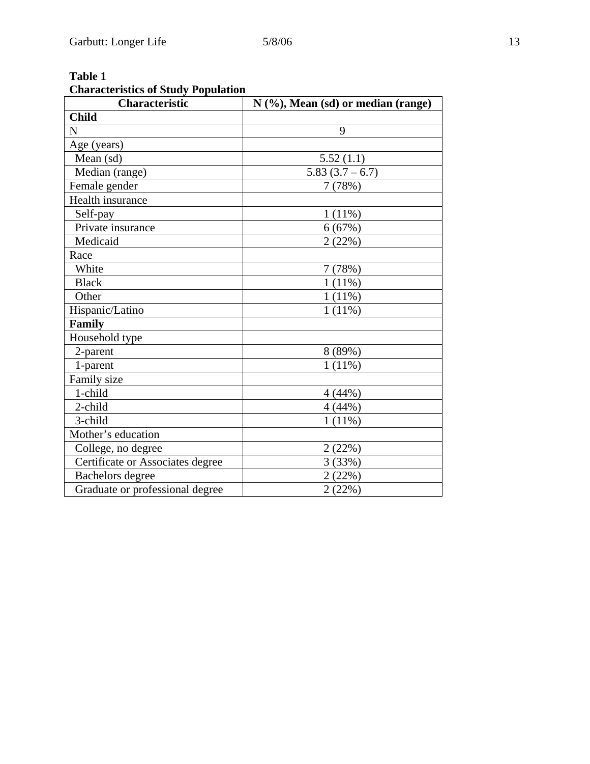**Table 1**
**Characteristics of Study Population**

| Characteristic | N (%), Mean (sd) or median (range) |
| --- | --- |
| **Child** | |
| N | 9 |
| Age (years) | |
| Mean (sd) | 5.52 (1.1) |
| Median (range) | 5.83 (3.7 – 6.7) |
| Female gender | 7 (78%) |
| Health insurance | |
| Self-pay | 1 (11%) |
| Private insurance | 6 (67%) |
| Medicaid | 2 (22%) |
| Race | |
| White | 7 (78%) |
| Black | 1 (11%) |
| Other | 1 (11%) |
| Hispanic/Latino | 1 (11%) |
| **Family** | |
| Household type | |
| 2-parent | 8 (89%) |
| 1-parent | 1 (11%) |
| Family size | |
| 1-child | 4 (44%) |
| 2-child | 4 (44%) |
| 3-child | 1 (11%) |
| Mother's education | |
| College, no degree | 2 (22%) |
| Certificate or Associates degree | 3 (33%) |
| Bachelors degree | 2 (22%) |
| Graduate or professional degree | 2 (22%) |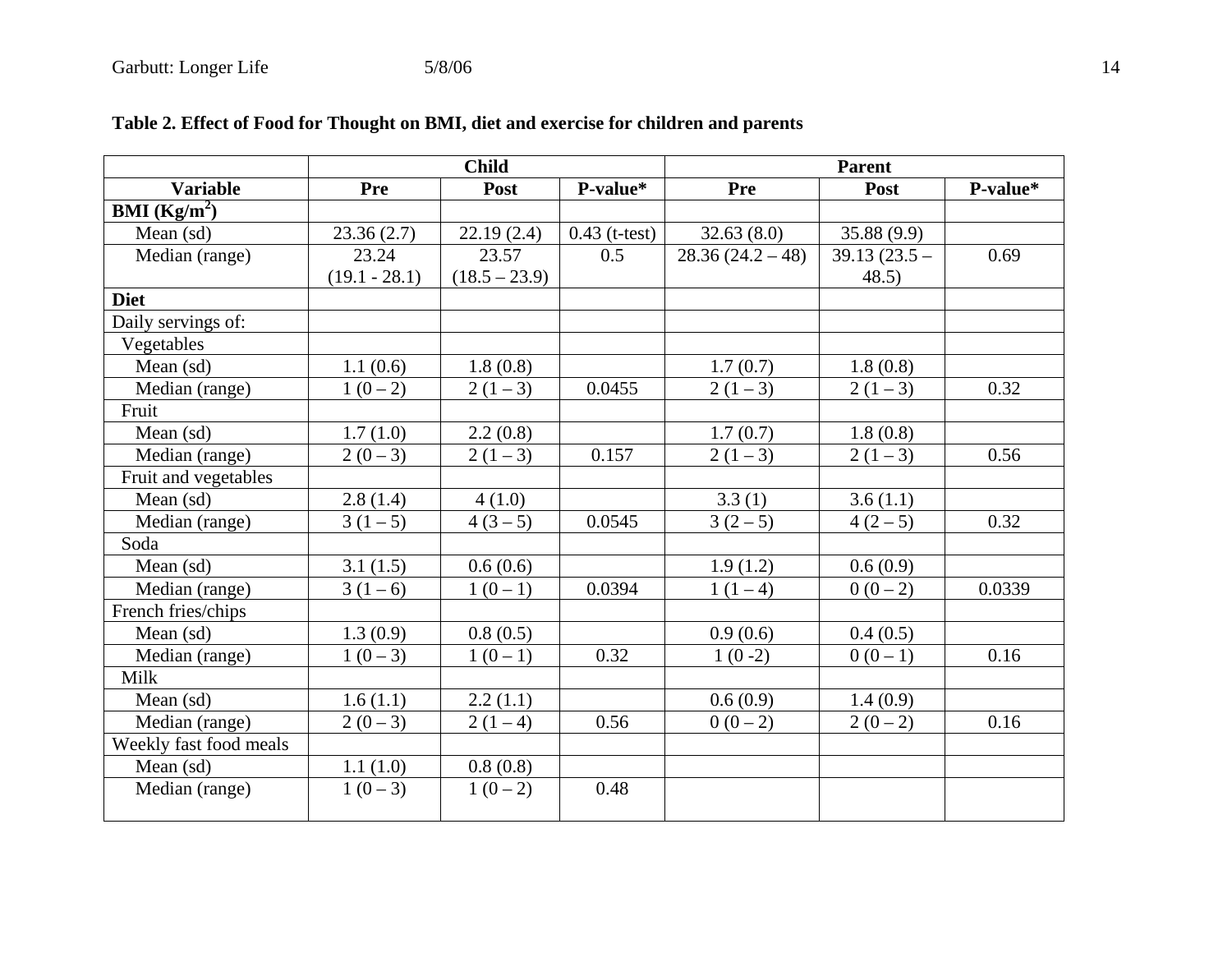**Table 2. Effect of Food for Thought on BMI, diet and exercise for children and parents**

| | Child | | | Parent | | |
|---|---|---|---|---|---|---|
| **Variable** | **Pre** | **Post** | **P-value*** | **Pre** | **Post** | **P-value*** |
| **BMI (Kg/m$^2$)** | | | | | | |
| Mean (sd) | 23.36 (2.7) | 22.19 (2.4) | 0.43 (t-test) | 32.63 (8.0) | 35.88 (9.9) | |
| Median (range) | 23.24 (19.1 - 28.1) | 23.57 (18.5 – 23.9) | 0.5 | 28.36 (24.2 – 48) | 39.13 (23.5 – 48.5) | 0.69 |
| **Diet** | | | | | | |
| Daily servings of: | | | | | | |
| Vegetables | | | | | | |
| Mean (sd) | 1.1 (0.6) | 1.8 (0.8) | | 1.7 (0.7) | 1.8 (0.8) | |
| Median (range) | 1 (0 – 2) | 2 (1 – 3) | 0.0455 | 2 (1 – 3) | 2 (1 – 3) | 0.32 |
| Fruit | | | | | | |
| Mean (sd) | 1.7 (1.0) | 2.2 (0.8) | | 1.7 (0.7) | 1.8 (0.8) | |
| Median (range) | 2 (0 – 3) | 2 (1 – 3) | 0.157 | 2 (1 – 3) | 2 (1 – 3) | 0.56 |
| Fruit and vegetables | | | | | | |
| Mean (sd) | 2.8 (1.4) | 4 (1.0) | | 3.3 (1) | 3.6 (1.1) | |
| Median (range) | 3 (1 – 5) | 4 (3 – 5) | 0.0545 | 3 (2 – 5) | 4 (2 – 5) | 0.32 |
| Soda | | | | | | |
| Mean (sd) | 3.1 (1.5) | 0.6 (0.6) | | 1.9 (1.2) | 0.6 (0.9) | |
| Median (range) | 3 (1 – 6) | 1 (0 – 1) | 0.0394 | 1 (1 – 4) | 0 (0 – 2) | 0.0339 |
| French fries/chips | | | | | | |
| Mean (sd) | 1.3 (0.9) | 0.8 (0.5) | | 0.9 (0.6) | 0.4 (0.5) | |
| Median (range) | 1 (0 – 3) | 1 (0 – 1) | 0.32 | 1 (0 -2) | 0 (0 – 1) | 0.16 |
| Milk | | | | | | |
| Mean (sd) | 1.6 (1.1) | 2.2 (1.1) | | 0.6 (0.9) | 1.4 (0.9) | |
| Median (range) | 2 (0 – 3) | 2 (1 – 4) | 0.56 | 0 (0 – 2) | 2 (0 – 2) | 0.16 |
| Weekly fast food meals | | | | | | |
| Mean (sd) | 1.1 (1.0) | 0.8 (0.8) | | | | |
| Median (range) | 1 (0 – 3) | 1 (0 – 2) | 0.48 | | | |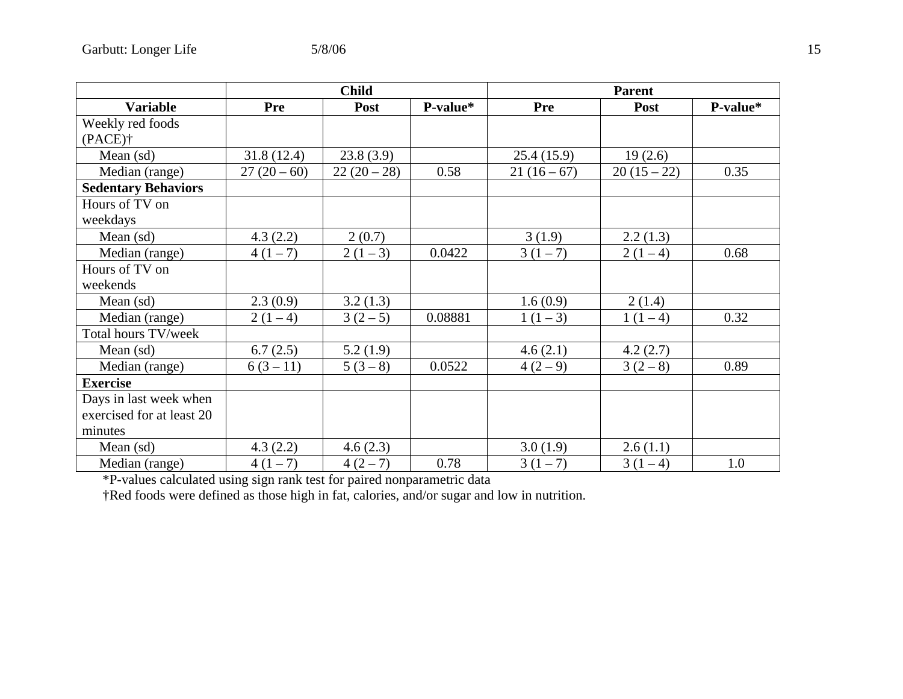| | Child | | | Parent | | |
|---|---|---|---|---|---|---|
| **Variable** | **Pre** | **Post** | **P-value*** | **Pre** | **Post** | **P-value*** |
| Weekly red foods (PACE)† | | | | | | |
| Mean (sd) | 31.8 (12.4) | 23.8 (3.9) | | 25.4 (15.9) | 19 (2.6) | |
| Median (range) | 27 (20 – 60) | 22 (20 – 28) | 0.58 | 21 (16 – 67) | 20 (15 – 22) | 0.35 |
| **Sedentary Behaviors** | | | | | | |
| Hours of TV on weekdays | | | | | | |
| Mean (sd) | 4.3 (2.2) | 2 (0.7) | | 3 (1.9) | 2.2 (1.3) | |
| Median (range) | 4 (1 – 7) | 2 (1 – 3) | 0.0422 | 3 (1 – 7) | 2 (1 – 4) | 0.68 |
| Hours of TV on weekends | | | | | | |
| Mean (sd) | 2.3 (0.9) | 3.2 (1.3) | | 1.6 (0.9) | 2 (1.4) | |
| Median (range) | 2 (1 – 4) | 3 (2 – 5) | 0.08881 | 1 (1 – 3) | 1 (1 – 4) | 0.32 |
| Total hours TV/week | | | | | | |
| Mean (sd) | 6.7 (2.5) | 5.2 (1.9) | | 4.6 (2.1) | 4.2 (2.7) | |
| Median (range) | 6 (3 – 11) | 5 (3 – 8) | 0.0522 | 4 (2 – 9) | 3 (2 – 8) | 0.89 |
| **Exercise** | | | | | | |
| Days in last week when exercised for at least 20 minutes | | | | | | |
| Mean (sd) | 4.3 (2.2) | 4.6 (2.3) | | 3.0 (1.9) | 2.6 (1.1) | |
| Median (range) | 4 (1 – 7) | 4 (2 – 7) | 0.78 | 3 (1 – 7) | 3 (1 – 4) | 1.0 |

*P-values calculated using sign rank test for paired nonparametric data

†Red foods were defined as those high in fat, calories, and/or sugar and low in nutrition.